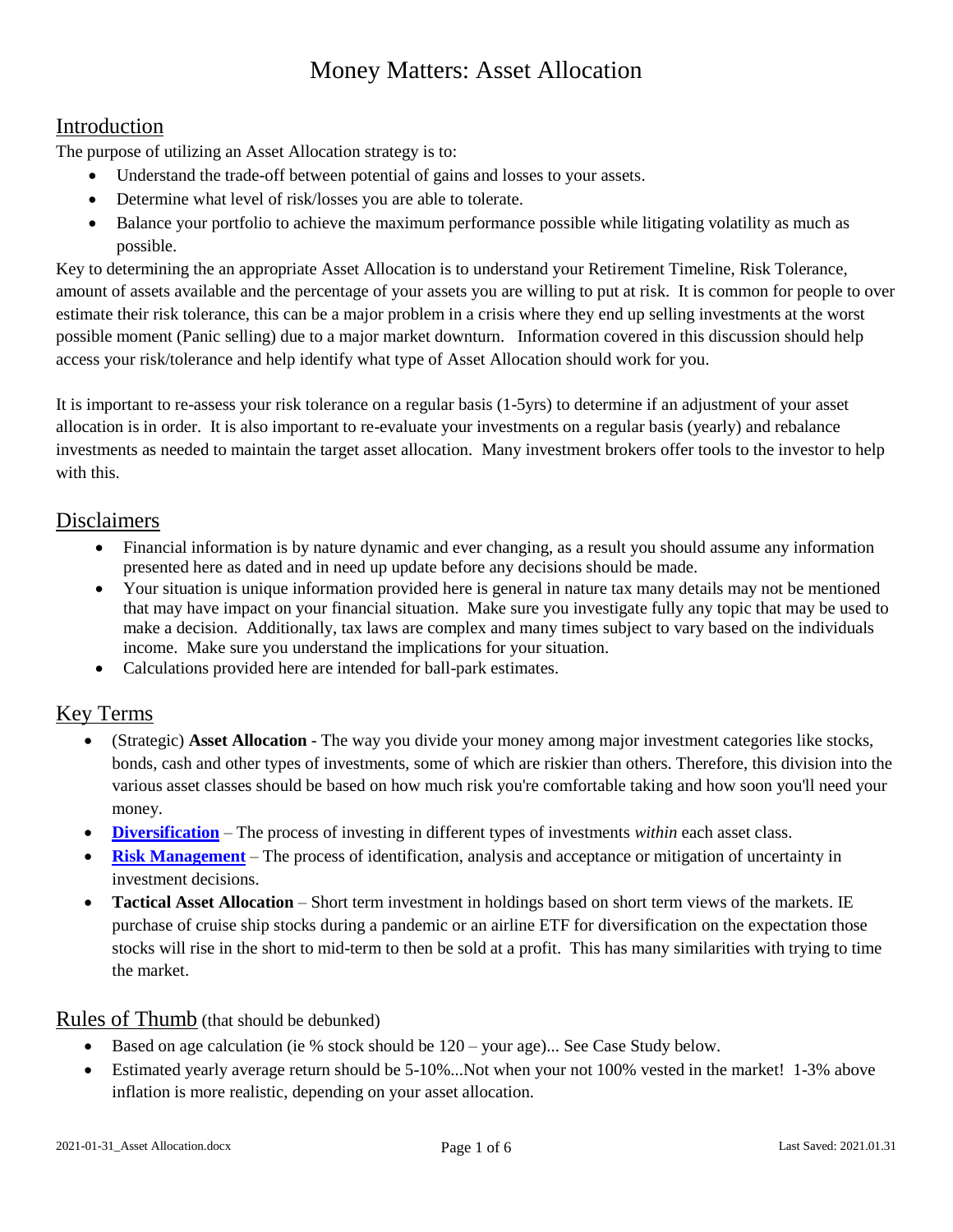# Money Matters: Asset Allocation

## Introduction

The purpose of utilizing an Asset Allocation strategy is to:

- Understand the trade-off between potential of gains and losses to your assets.
- Determine what level of risk/losses you are able to tolerate.
- Balance your portfolio to achieve the maximum performance possible while litigating volatility as much as possible.

Key to determining the an appropriate Asset Allocation is to understand your Retirement Timeline, Risk Tolerance, amount of assets available and the percentage of your assets you are willing to put at risk. It is common for people to over estimate their risk tolerance, this can be a major problem in a crisis where they end up selling investments at the worst possible moment (Panic selling) due to a major market downturn. Information covered in this discussion should help access your risk/tolerance and help identify what type of Asset Allocation should work for you.

It is important to re-assess your risk tolerance on a regular basis (1-5yrs) to determine if an adjustment of your asset allocation is in order. It is also important to re-evaluate your investments on a regular basis (yearly) and rebalance investments as needed to maintain the target asset allocation. Many investment brokers offer tools to the investor to help with this.

## Disclaimers

- Financial information is by nature dynamic and ever changing, as a result you should assume any information presented here as dated and in need up update before any decisions should be made.
- Your situation is unique information provided here is general in nature tax many details may not be mentioned that may have impact on your financial situation. Make sure you investigate fully any topic that may be used to make a decision. Additionally, tax laws are complex and many times subject to vary based on the individuals income. Make sure you understand the implications for your situation.
- Calculations provided here are intended for ball-park estimates.

## Key Terms

- (Strategic) **Asset Allocation** - The way you divide your money among major investment categories like stocks, bonds, cash and other types of investments, some of which are riskier than others. Therefore, this division into the various asset classes should be based on how much risk you're comfortable taking and how soon you'll need your money.
- **Diversification** – The process of investing in different types of investments *within* each asset class.
- **Risk Management** – The process of identification, analysis and acceptance or mitigation of uncertainty in investment decisions.
- **Tactical Asset Allocation** – Short term investment in holdings based on short term views of the markets. IE purchase of cruise ship stocks during a pandemic or an airline ETF for diversification on the expectation those stocks will rise in the short to mid-term to then be sold at a profit. This has many similarities with trying to time the market.

## Rules of Thumb (that should be debunked)

- Based on age calculation (ie % stock should be 120 – your age)... See Case Study below.
- Estimated yearly average return should be 5-10%...Not when your not 100% vested in the market! 1-3% above inflation is more realistic, depending on your asset allocation.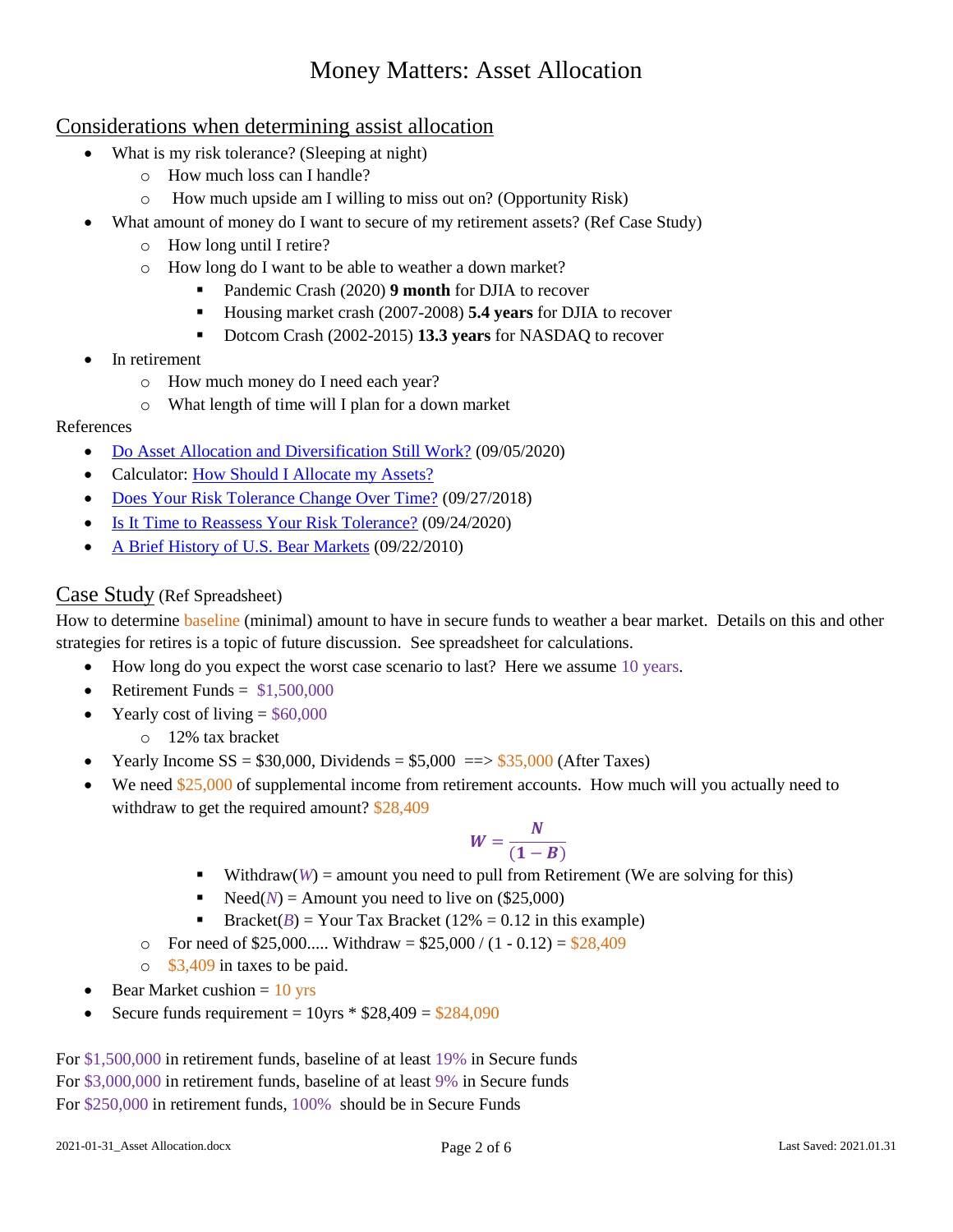# Money Matters: Asset Allocation

## Considerations when determining assist allocation

- What is my risk tolerance? (Sleeping at night)
  - How much loss can I handle?
  - How much upside am I willing to miss out on? (Opportunity Risk)
- What amount of money do I want to secure of my retirement assets? (Ref Case Study)
  - How long until I retire?
  - How long do I want to be able to weather a down market?
    - Pandemic Crash (2020) **9 month** for DJIA to recover
    - Housing market crash (2007-2008) **5.4 years** for DJIA to recover
    - Dotcom Crash (2002-2015) **13.3 years** for NASDAQ to recover
- In retirement
  - How much money do I need each year?
  - What length of time will I plan for a down market

References

- Do Asset Allocation and Diversification Still Work? (09/05/2020)
- Calculator: How Should I Allocate my Assets?
- Does Your Risk Tolerance Change Over Time? (09/27/2018)
- Is It Time to Reassess Your Risk Tolerance? (09/24/2020)
- A Brief History of U.S. Bear Markets (09/22/2010)

## Case Study (Ref Spreadsheet)

How to determine baseline (minimal) amount to have in secure funds to weather a bear market. Details on this and other strategies for retires is a topic of future discussion. See spreadsheet for calculations.

- How long do you expect the worst case scenario to last? Here we assume 10 years.
- Retirement Funds = $1,500,000
- Yearly cost of living = $60,000
  - 12% tax bracket
- Yearly Income SS = $30,000, Dividends = $5,000 ==> $35,000 (After Taxes)
- We need $25,000 of supplemental income from retirement accounts. How much will you actually need to withdraw to get the required amount? $28,409

$$W = \frac{N}{(1 - B)}$$

  - Withdraw($W$) = amount you need to pull from Retirement (We are solving for this)
  - Need($N$) = Amount you need to live on ($25,000)
  - Bracket($B$) = Your Tax Bracket (12% = 0.12 in this example)
  - For need of $25,000..... Withdraw = $25,000 / (1 - 0.12) = $28,409
  - $3,409 in taxes to be paid.
- Bear Market cushion = 10 yrs
- Secure funds requirement = 10yrs * $28,409 = $284,090

For $1,500,000 in retirement funds, baseline of at least 19% in Secure funds
For $3,000,000 in retirement funds, baseline of at least 9% in Secure funds
For $250,000 in retirement funds, 100% should be in Secure Funds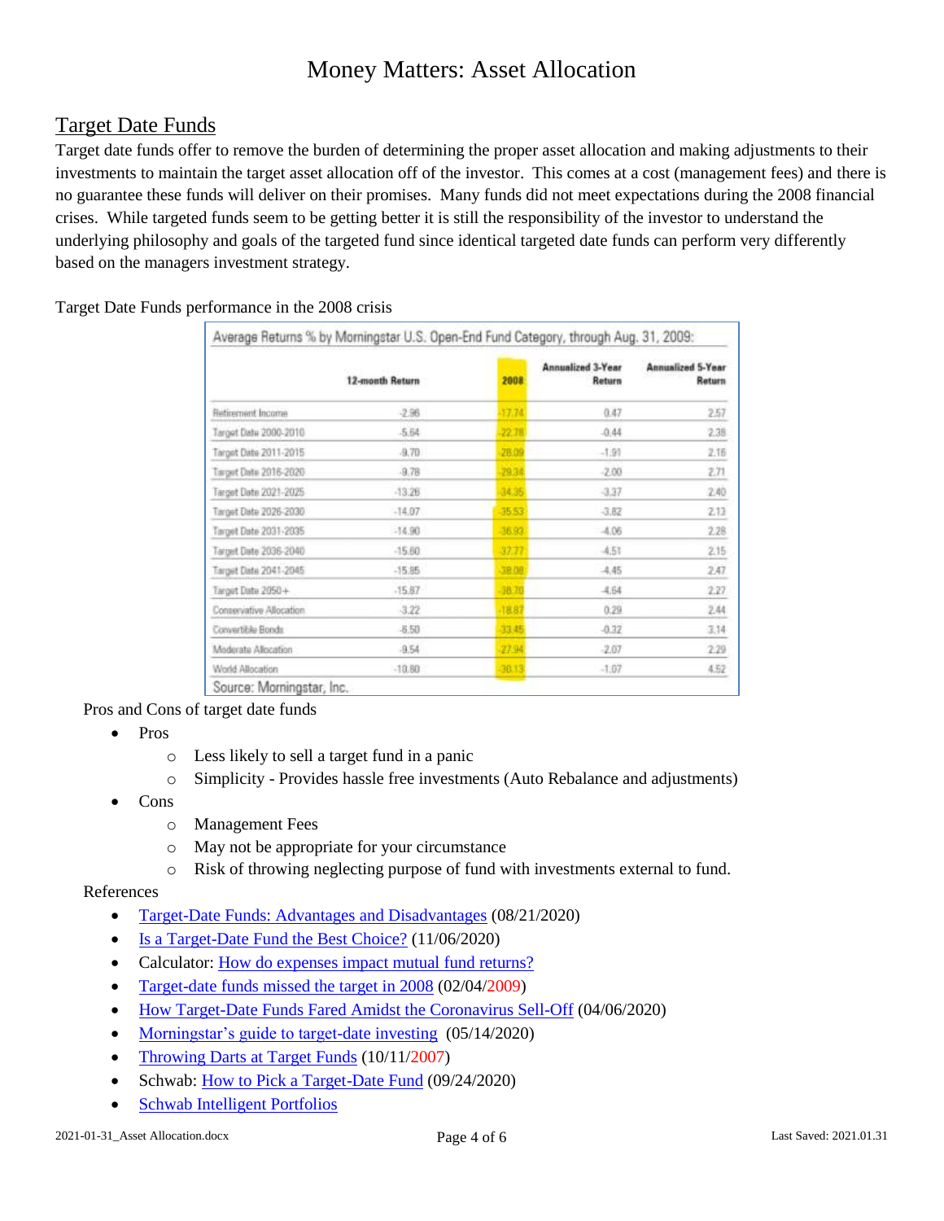## Target Date Funds

Target date funds offer to remove the burden of determining the proper asset allocation and making adjustments to their investments to maintain the target asset allocation off of the investor. This comes at a cost (management fees) and there is no guarantee these funds will deliver on their promises. Many funds did not meet expectations during the 2008 financial crises. While targeted funds seem to be getting better it is still the responsibility of the investor to understand the underlying philosophy and goals of the targeted fund since identical targeted date funds can perform very differently based on the managers investment strategy.

Target Date Funds performance in the 2008 crisis

Average Returns % by Morningstar U.S. Open-End Fund Category, through Aug. 31, 2009:

| | 12-month Return | 2008 | Annualized 3-Year Return | Annualized 5-Year Return |
|---|---|---|---|---|
| Retirement Income | -2.96 | -17.74 | 0.47 | 2.57 |
| Target Date 2000-2010 | -5.64 | -22.78 | -0.44 | 2.38 |
| Target Date 2011-2015 | -9.70 | -28.09 | -1.91 | 2.16 |
| Target Date 2016-2020 | -9.78 | -29.34 | -2.00 | 2.71 |
| Target Date 2021-2025 | -13.26 | -34.35 | -3.37 | 2.40 |
| Target Date 2026-2030 | -14.07 | -35.53 | -3.82 | 2.13 |
| Target Date 2031-2035 | -14.90 | -36.93 | -4.06 | 2.28 |
| Target Date 2036-2040 | -15.60 | -37.77 | -4.51 | 2.15 |
| Target Date 2041-2045 | -15.85 | -38.08 | -4.45 | 2.47 |
| Target Date 2050+ | -15.87 | -38.70 | -4.64 | 2.27 |
| Conservative Allocation | -3.22 | -18.87 | 0.29 | 2.44 |
| Convertible Bonds | -6.50 | -33.45 | -0.32 | 3.14 |
| Moderate Allocation | -9.54 | -27.94 | -2.07 | 2.29 |
| World Allocation | -10.80 | -30.13 | -1.07 | 4.52 |

Source: Morningstar, Inc.

Pros and Cons of target date funds

- Pros
  - Less likely to sell a target fund in a panic
  - Simplicity - Provides hassle free investments (Auto Rebalance and adjustments)
- Cons
  - Management Fees
  - May not be appropriate for your circumstance
  - Risk of throwing neglecting purpose of fund with investments external to fund.

References

- Target-Date Funds: Advantages and Disadvantages (08/21/2020)
- Is a Target-Date Fund the Best Choice? (11/06/2020)
- Calculator: How do expenses impact mutual fund returns?
- Target-date funds missed the target in 2008 (02/04/2009)
- How Target-Date Funds Fared Amidst the Coronavirus Sell-Off (04/06/2020)
- Morningstar's guide to target-date investing (05/14/2020)
- Throwing Darts at Target Funds (10/11/2007)
- Schwab: How to Pick a Target-Date Fund (09/24/2020)
- Schwab Intelligent Portfolios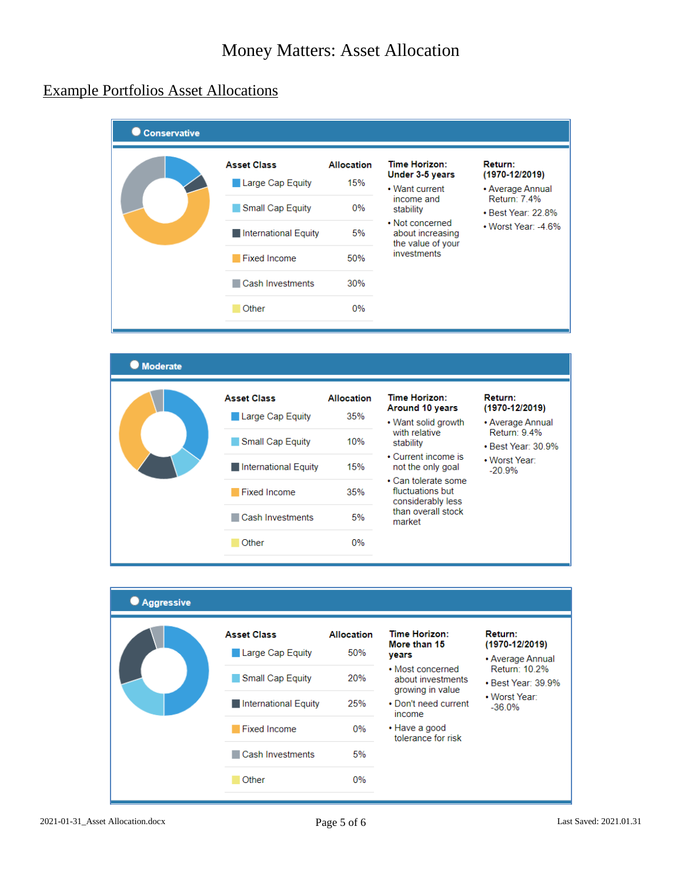# Money Matters: Asset Allocation

## Example Portfolios Asset Allocations

### Conservative

| Asset Class | Allocation |
|---|---|
| Large Cap Equity | 15% |
| Small Cap Equity | 0% |
| International Equity | 5% |
| Fixed Income | 50% |
| Cash Investments | 30% |
| Other | 0% |

**Time Horizon: Under 3-5 years**

- Want current income and stability
- Not concerned about increasing the value of your investments

**Return: (1970-12/2019)**

- Average Annual Return: 7.4%
- Best Year: 22.8%
- Worst Year: -4.6%

### Moderate

| Asset Class | Allocation |
|---|---|
| Large Cap Equity | 35% |
| Small Cap Equity | 10% |
| International Equity | 15% |
| Fixed Income | 35% |
| Cash Investments | 5% |
| Other | 0% |

**Time Horizon: Around 10 years**

- Want solid growth with relative stability
- Current income is not the only goal
- Can tolerate some fluctuations but considerably less than overall stock market

**Return: (1970-12/2019)**

- Average Annual Return: 9.4%
- Best Year: 30.9%
- Worst Year: -20.9%

### Aggressive

| Asset Class | Allocation |
|---|---|
| Large Cap Equity | 50% |
| Small Cap Equity | 20% |
| International Equity | 25% |
| Fixed Income | 0% |
| Cash Investments | 5% |
| Other | 0% |

**Time Horizon: More than 15 years**

- Most concerned about investments growing in value
- Don't need current income
- Have a good tolerance for risk

**Return: (1970-12/2019)**

- Average Annual Return: 10.2%
- Best Year: 39.9%
- Worst Year: -36.0%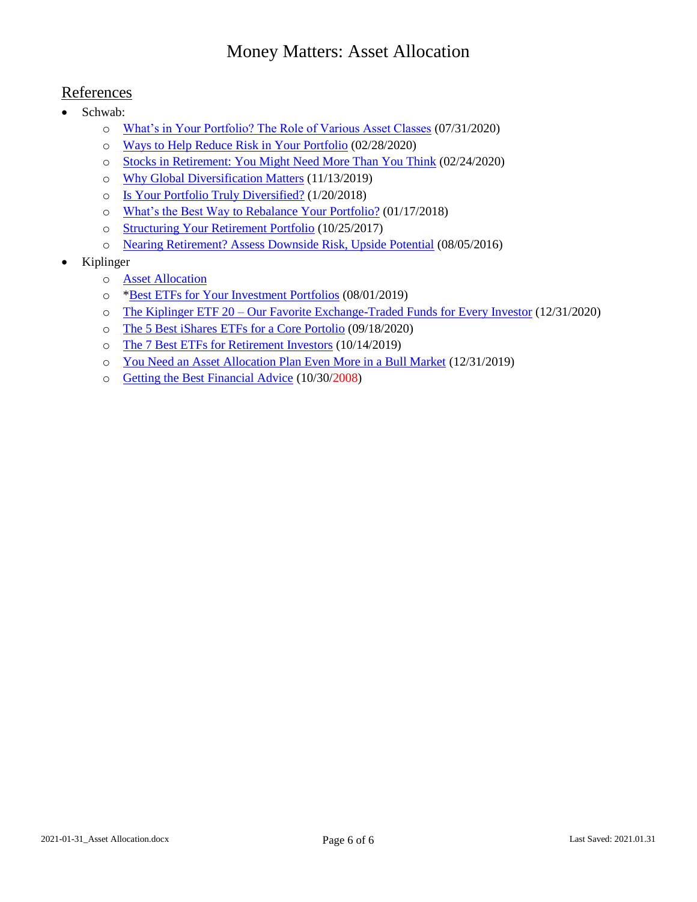# Money Matters: Asset Allocation

## References

- Schwab:
  - What's in Your Portfolio? The Role of Various Asset Classes (07/31/2020)
  - Ways to Help Reduce Risk in Your Portfolio (02/28/2020)
  - Stocks in Retirement: You Might Need More Than You Think (02/24/2020)
  - Why Global Diversification Matters (11/13/2019)
  - Is Your Portfolio Truly Diversified? (1/20/2018)
  - What's the Best Way to Rebalance Your Portfolio? (01/17/2018)
  - Structuring Your Retirement Portfolio (10/25/2017)
  - Nearing Retirement? Assess Downside Risk, Upside Potential (08/05/2016)
- Kiplinger
  - Asset Allocation
  - *Best ETFs for Your Investment Portfolios (08/01/2019)
  - The Kiplinger ETF 20 – Our Favorite Exchange-Traded Funds for Every Investor (12/31/2020)
  - The 5 Best iShares ETFs for a Core Portolio (09/18/2020)
  - The 7 Best ETFs for Retirement Investors (10/14/2019)
  - You Need an Asset Allocation Plan Even More in a Bull Market (12/31/2019)
  - Getting the Best Financial Advice (10/30/2008)